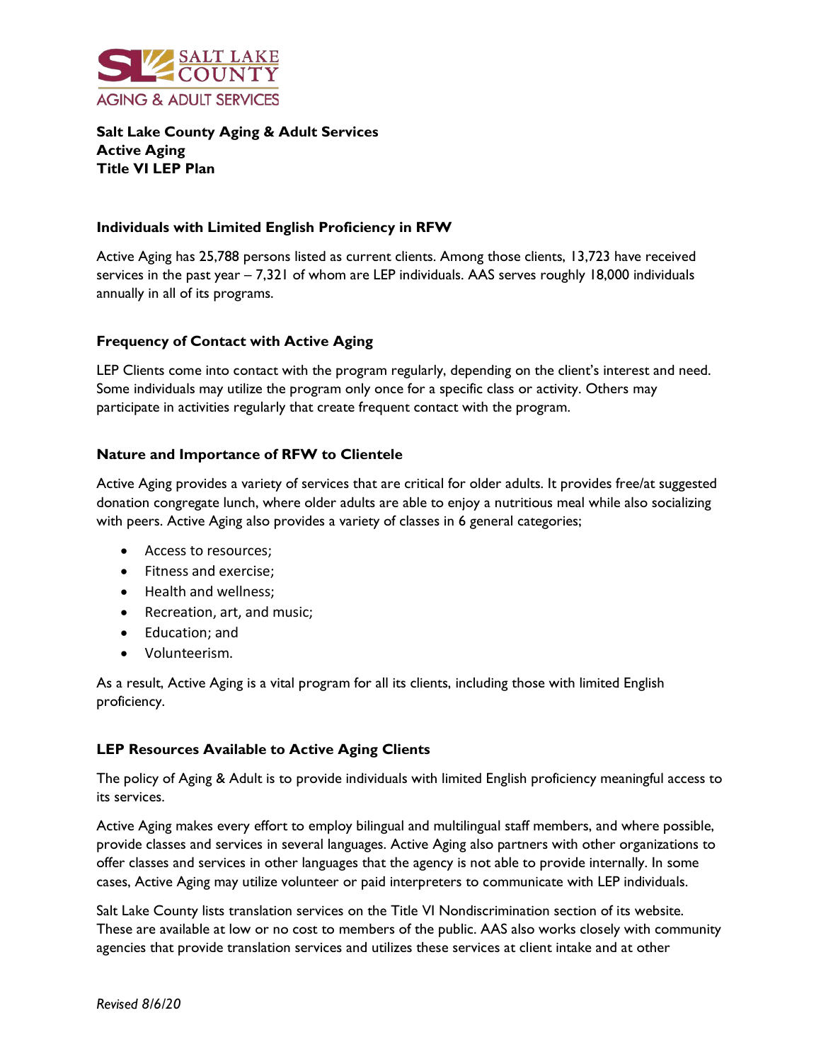**Salt Lake County Aging & Adult Services**
**Active Aging**
**Title VI LEP Plan**

### Individuals with Limited English Proficiency in RFW

Active Aging has 25,788 persons listed as current clients. Among those clients, 13,723 have received services in the past year – 7,321 of whom are LEP individuals. AAS serves roughly 18,000 individuals annually in all of its programs.

### Frequency of Contact with Active Aging

LEP Clients come into contact with the program regularly, depending on the client's interest and need. Some individuals may utilize the program only once for a specific class or activity. Others may participate in activities regularly that create frequent contact with the program.

### Nature and Importance of RFW to Clientele

Active Aging provides a variety of services that are critical for older adults. It provides free/at suggested donation congregate lunch, where older adults are able to enjoy a nutritious meal while also socializing with peers. Active Aging also provides a variety of classes in 6 general categories;

- Access to resources;
- Fitness and exercise;
- Health and wellness;
- Recreation, art, and music;
- Education; and
- Volunteerism.

As a result, Active Aging is a vital program for all its clients, including those with limited English proficiency.

### LEP Resources Available to Active Aging Clients

The policy of Aging & Adult is to provide individuals with limited English proficiency meaningful access to its services.

Active Aging makes every effort to employ bilingual and multilingual staff members, and where possible, provide classes and services in several languages. Active Aging also partners with other organizations to offer classes and services in other languages that the agency is not able to provide internally. In some cases, Active Aging may utilize volunteer or paid interpreters to communicate with LEP individuals.

Salt Lake County lists translation services on the Title VI Nondiscrimination section of its website. These are available at low or no cost to members of the public. AAS also works closely with community agencies that provide translation services and utilizes these services at client intake and at other

*Revised 8/6/20*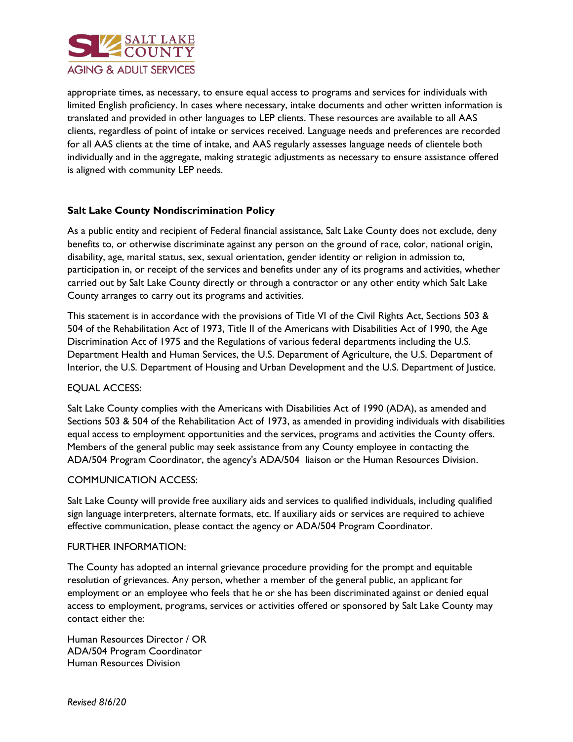appropriate times, as necessary, to ensure equal access to programs and services for individuals with limited English proficiency. In cases where necessary, intake documents and other written information is translated and provided in other languages to LEP clients. These resources are available to all AAS clients, regardless of point of intake or services received. Language needs and preferences are recorded for all AAS clients at the time of intake, and AAS regularly assesses language needs of clientele both individually and in the aggregate, making strategic adjustments as necessary to ensure assistance offered is aligned with community LEP needs.

**Salt Lake County Nondiscrimination Policy**

As a public entity and recipient of Federal financial assistance, Salt Lake County does not exclude, deny benefits to, or otherwise discriminate against any person on the ground of race, color, national origin, disability, age, marital status, sex, sexual orientation, gender identity or religion in admission to, participation in, or receipt of the services and benefits under any of its programs and activities, whether carried out by Salt Lake County directly or through a contractor or any other entity which Salt Lake County arranges to carry out its programs and activities.

This statement is in accordance with the provisions of Title VI of the Civil Rights Act, Sections 503 & 504 of the Rehabilitation Act of 1973, Title II of the Americans with Disabilities Act of 1990, the Age Discrimination Act of 1975 and the Regulations of various federal departments including the U.S. Department Health and Human Services, the U.S. Department of Agriculture, the U.S. Department of Interior, the U.S. Department of Housing and Urban Development and the U.S. Department of Justice.

EQUAL ACCESS:

Salt Lake County complies with the Americans with Disabilities Act of 1990 (ADA), as amended and Sections 503 & 504 of the Rehabilitation Act of 1973, as amended in providing individuals with disabilities equal access to employment opportunities and the services, programs and activities the County offers. Members of the general public may seek assistance from any County employee in contacting the ADA/504 Program Coordinator, the agency's ADA/504 liaison or the Human Resources Division.

COMMUNICATION ACCESS:

Salt Lake County will provide free auxiliary aids and services to qualified individuals, including qualified sign language interpreters, alternate formats, etc. If auxiliary aids or services are required to achieve effective communication, please contact the agency or ADA/504 Program Coordinator.

FURTHER INFORMATION:

The County has adopted an internal grievance procedure providing for the prompt and equitable resolution of grievances. Any person, whether a member of the general public, an applicant for employment or an employee who feels that he or she has been discriminated against or denied equal access to employment, programs, services or activities offered or sponsored by Salt Lake County may contact either the:

Human Resources Director / OR
ADA/504 Program Coordinator
Human Resources Division

*Revised 8/6/20*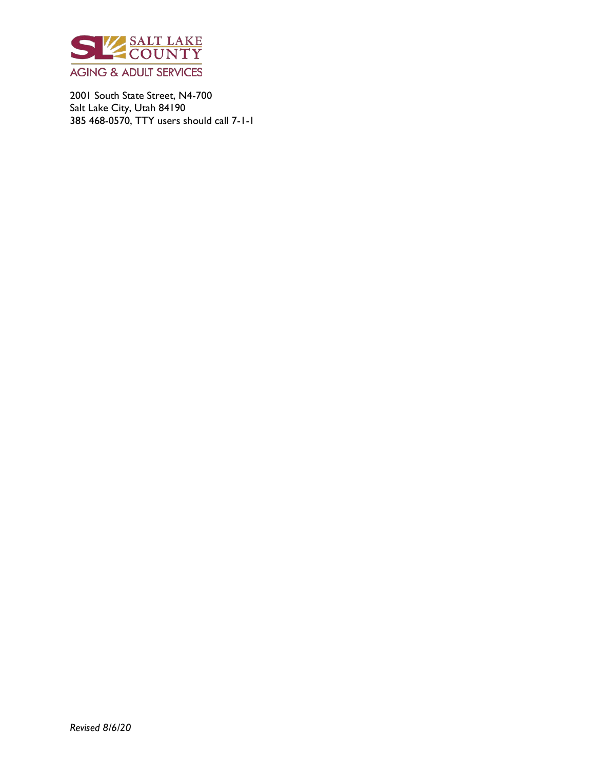SALT LAKE COUNTY

AGING & ADULT SERVICES

2001 South State Street, N4-700
Salt Lake City, Utah 84190
385 468-0570, TTY users should call 7-1-1

*Revised 8/6/20*